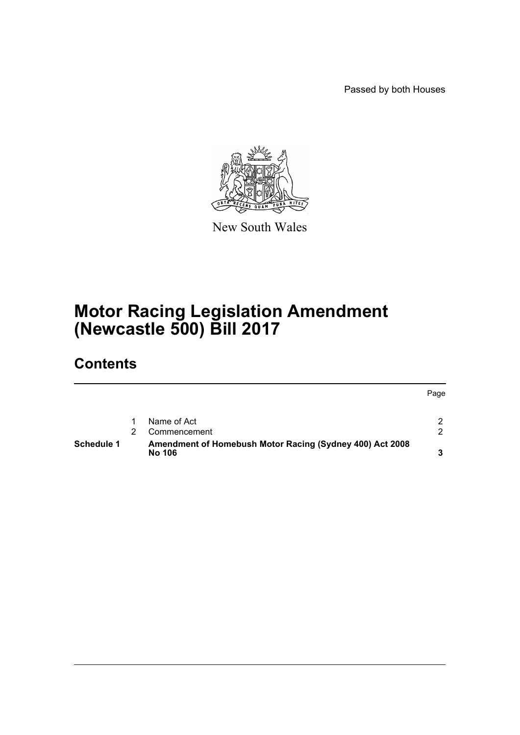Passed by both Houses

New South Wales

# Motor Racing Legislation Amendment (Newcastle 500) Bill 2017

## Contents

| | | | Page |
|---|---|---|---|
| | 1 | Name of Act | 2 |
| | 2 | Commencement | 2 |
| **Schedule 1** | | **Amendment of Homebush Motor Racing (Sydney 400) Act 2008 No 106** | **3** |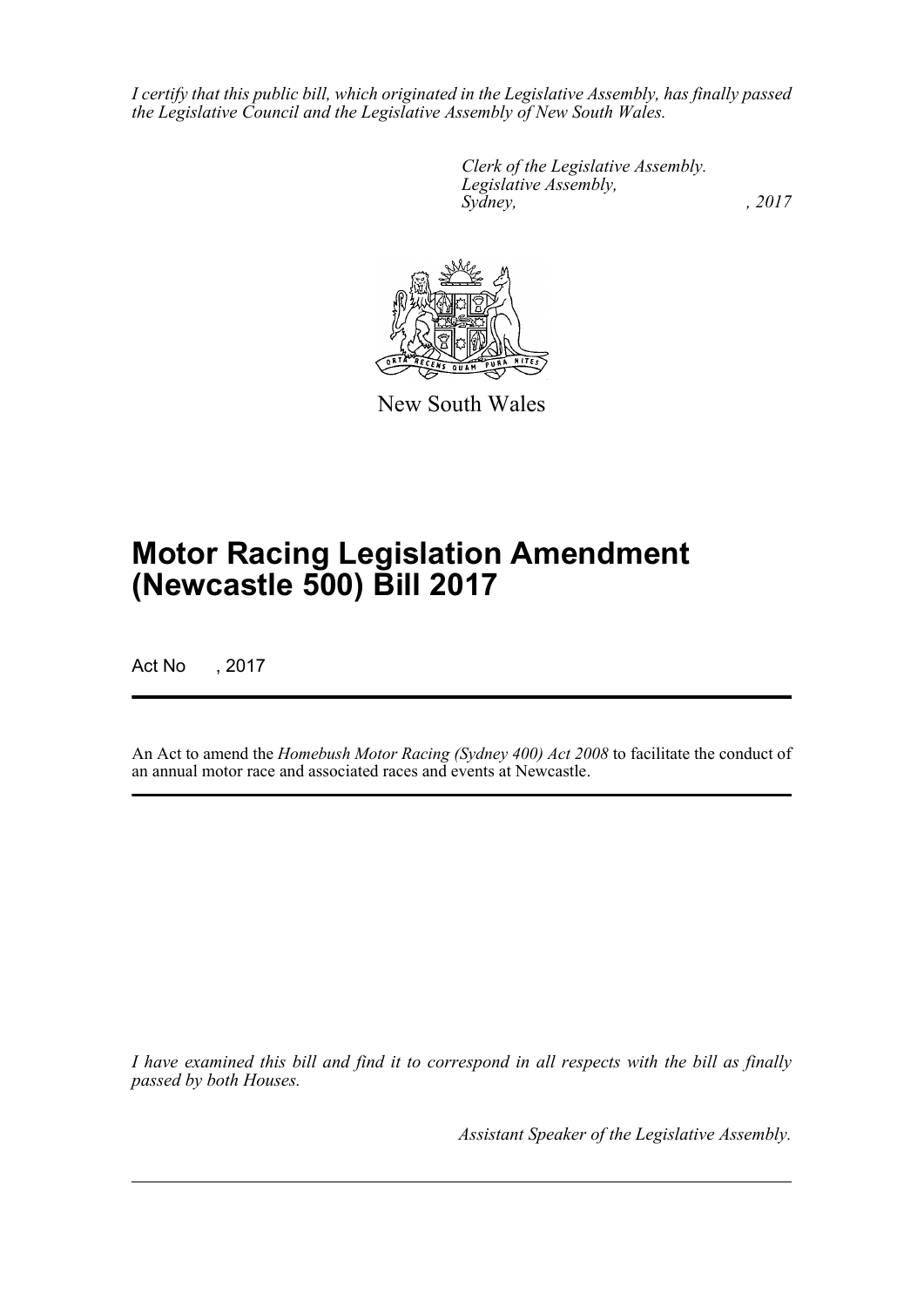*I certify that this public bill, which originated in the Legislative Assembly, has finally passed the Legislative Council and the Legislative Assembly of New South Wales.*

*Clerk of the Legislative Assembly.*
*Legislative Assembly,*
*Sydney, , 2017*

New South Wales

# Motor Racing Legislation Amendment (Newcastle 500) Bill 2017

Act No , 2017

An Act to amend the *Homebush Motor Racing (Sydney 400) Act 2008* to facilitate the conduct of an annual motor race and associated races and events at Newcastle.

*I have examined this bill and find it to correspond in all respects with the bill as finally passed by both Houses.*

*Assistant Speaker of the Legislative Assembly.*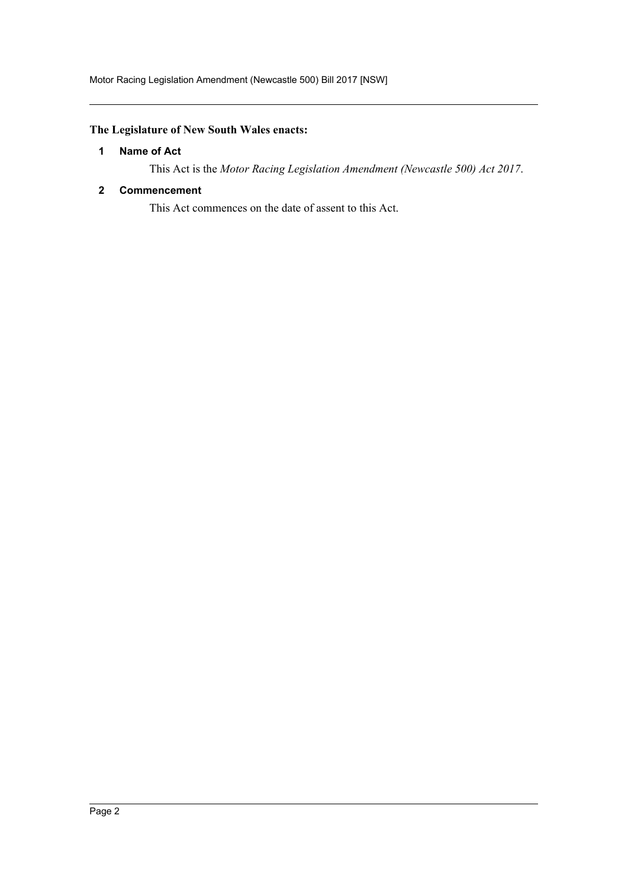**The Legislature of New South Wales enacts:**

## 1 Name of Act

This Act is the *Motor Racing Legislation Amendment (Newcastle 500) Act 2017*.

## 2 Commencement

This Act commences on the date of assent to this Act.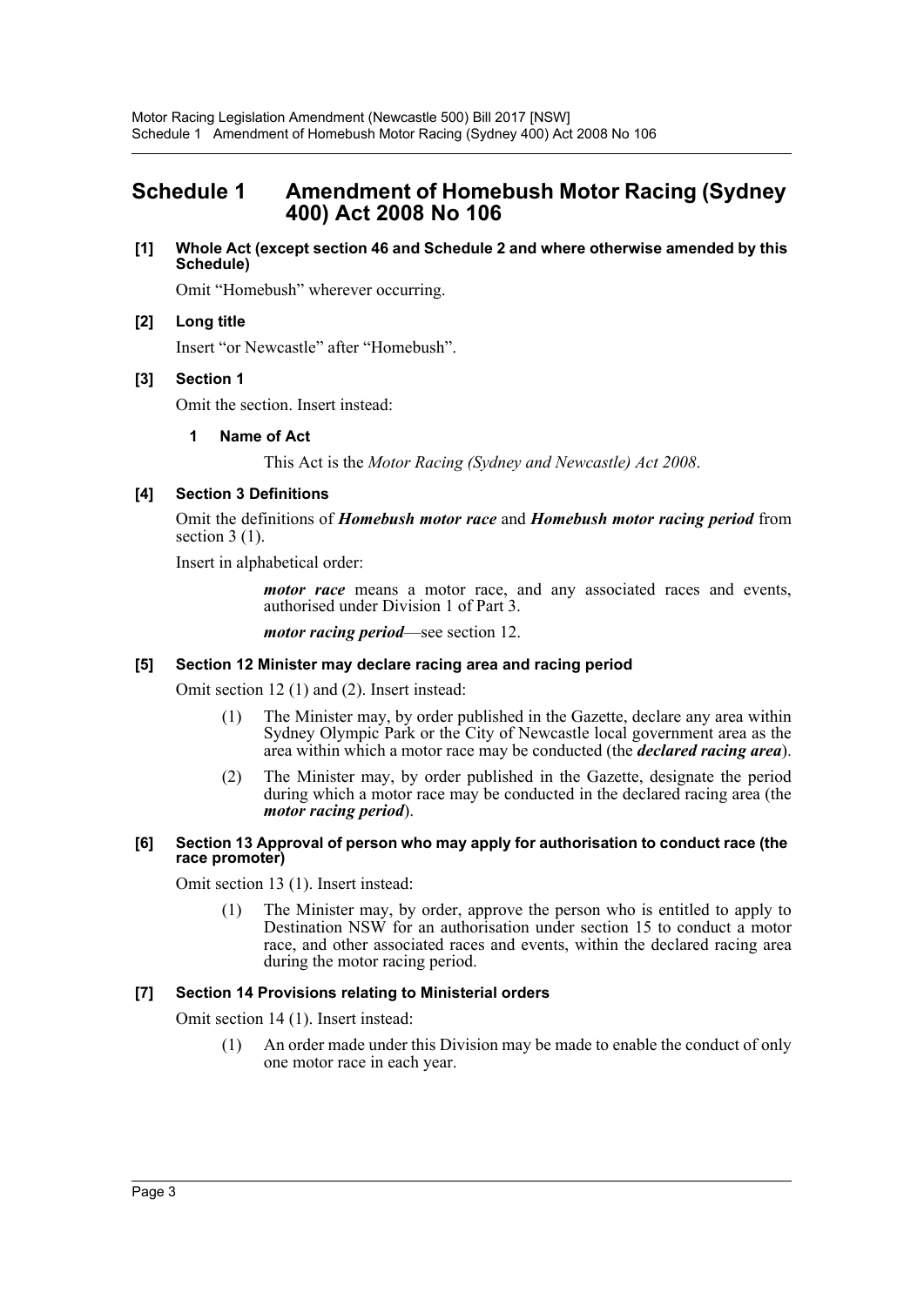# Schedule 1 Amendment of Homebush Motor Racing (Sydney 400) Act 2008 No 106

### [1] Whole Act (except section 46 and Schedule 2 and where otherwise amended by this Schedule)

Omit "Homebush" wherever occurring.

### [2] Long title

Insert "or Newcastle" after "Homebush".

### [3] Section 1

Omit the section. Insert instead:

**1 Name of Act**

This Act is the *Motor Racing (Sydney and Newcastle) Act 2008*.

### [4] Section 3 Definitions

Omit the definitions of ***Homebush motor race*** and ***Homebush motor racing period*** from section 3 (1).

Insert in alphabetical order:

> ***motor race*** means a motor race, and any associated races and events, authorised under Division 1 of Part 3.
>
> ***motor racing period***—see section 12.

### [5] Section 12 Minister may declare racing area and racing period

Omit section 12 (1) and (2). Insert instead:

> (1) The Minister may, by order published in the Gazette, declare any area within Sydney Olympic Park or the City of Newcastle local government area as the area within which a motor race may be conducted (the ***declared racing area***).
>
> (2) The Minister may, by order published in the Gazette, designate the period during which a motor race may be conducted in the declared racing area (the ***motor racing period***).

### [6] Section 13 Approval of person who may apply for authorisation to conduct race (the race promoter)

Omit section 13 (1). Insert instead:

> (1) The Minister may, by order, approve the person who is entitled to apply to Destination NSW for an authorisation under section 15 to conduct a motor race, and other associated races and events, within the declared racing area during the motor racing period.

### [7] Section 14 Provisions relating to Ministerial orders

Omit section 14 (1). Insert instead:

> (1) An order made under this Division may be made to enable the conduct of only one motor race in each year.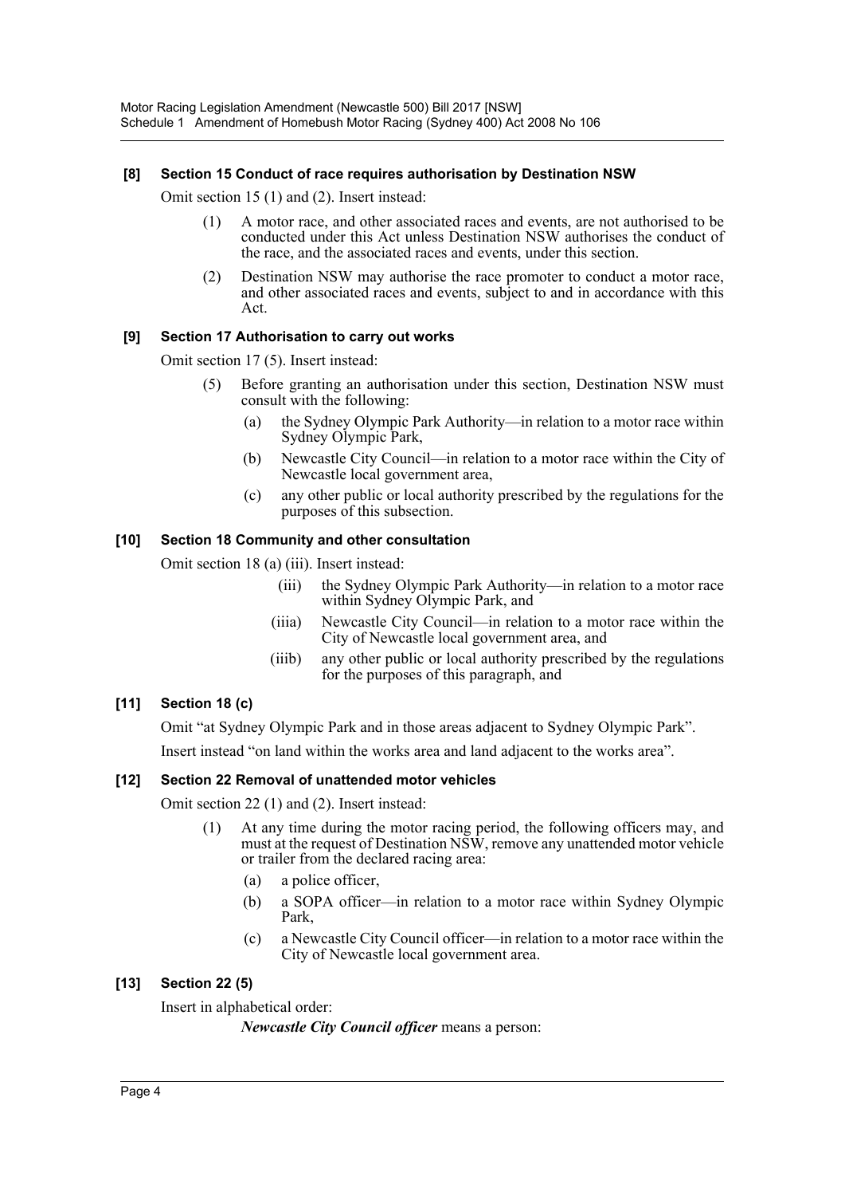#### [8] Section 15 Conduct of race requires authorisation by Destination NSW

Omit section 15 (1) and (2). Insert instead:

> (1) A motor race, and other associated races and events, are not authorised to be conducted under this Act unless Destination NSW authorises the conduct of the race, and the associated races and events, under this section.
>
> (2) Destination NSW may authorise the race promoter to conduct a motor race, and other associated races and events, subject to and in accordance with this Act.

#### [9] Section 17 Authorisation to carry out works

Omit section 17 (5). Insert instead:

> (5) Before granting an authorisation under this section, Destination NSW must consult with the following:
>
> (a) the Sydney Olympic Park Authority—in relation to a motor race within Sydney Olympic Park,
>
> (b) Newcastle City Council—in relation to a motor race within the City of Newcastle local government area,
>
> (c) any other public or local authority prescribed by the regulations for the purposes of this subsection.

#### [10] Section 18 Community and other consultation

Omit section 18 (a) (iii). Insert instead:

> (iii) the Sydney Olympic Park Authority—in relation to a motor race within Sydney Olympic Park, and
>
> (iiia) Newcastle City Council—in relation to a motor race within the City of Newcastle local government area, and
>
> (iiib) any other public or local authority prescribed by the regulations for the purposes of this paragraph, and

#### [11] Section 18 (c)

Omit "at Sydney Olympic Park and in those areas adjacent to Sydney Olympic Park".

Insert instead "on land within the works area and land adjacent to the works area".

#### [12] Section 22 Removal of unattended motor vehicles

Omit section 22 (1) and (2). Insert instead:

> (1) At any time during the motor racing period, the following officers may, and must at the request of Destination NSW, remove any unattended motor vehicle or trailer from the declared racing area:
>
> (a) a police officer,
>
> (b) a SOPA officer—in relation to a motor race within Sydney Olympic Park,
>
> (c) a Newcastle City Council officer—in relation to a motor race within the City of Newcastle local government area.

#### [13] Section 22 (5)

Insert in alphabetical order:

> ***Newcastle City Council officer*** means a person: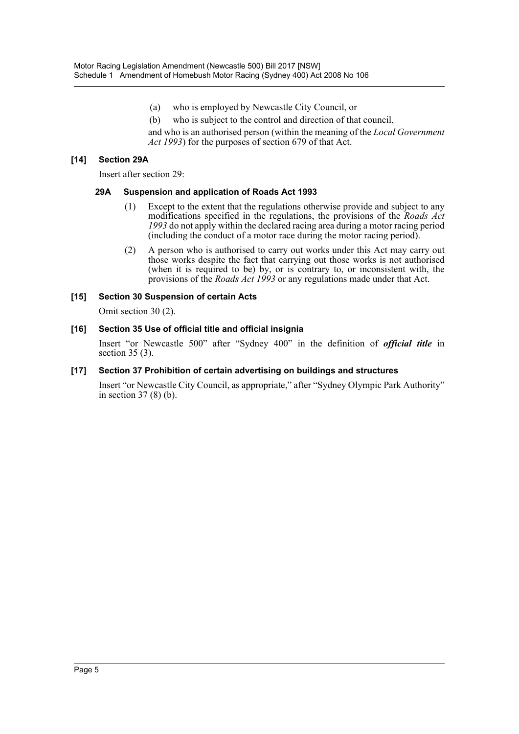(a) who is employed by Newcastle City Council, or

(b) who is subject to the control and direction of that council,

and who is an authorised person (within the meaning of the *Local Government Act 1993*) for the purposes of section 679 of that Act.

### [14] Section 29A

Insert after section 29:

#### 29A Suspension and application of Roads Act 1993

(1) Except to the extent that the regulations otherwise provide and subject to any modifications specified in the regulations, the provisions of the *Roads Act 1993* do not apply within the declared racing area during a motor racing period (including the conduct of a motor race during the motor racing period).

(2) A person who is authorised to carry out works under this Act may carry out those works despite the fact that carrying out those works is not authorised (when it is required to be) by, or is contrary to, or inconsistent with, the provisions of the *Roads Act 1993* or any regulations made under that Act.

### [15] Section 30 Suspension of certain Acts

Omit section 30 (2).

### [16] Section 35 Use of official title and official insignia

Insert "or Newcastle 500" after "Sydney 400" in the definition of ***official title*** in section 35 (3).

### [17] Section 37 Prohibition of certain advertising on buildings and structures

Insert "or Newcastle City Council, as appropriate," after "Sydney Olympic Park Authority" in section 37 (8) (b).